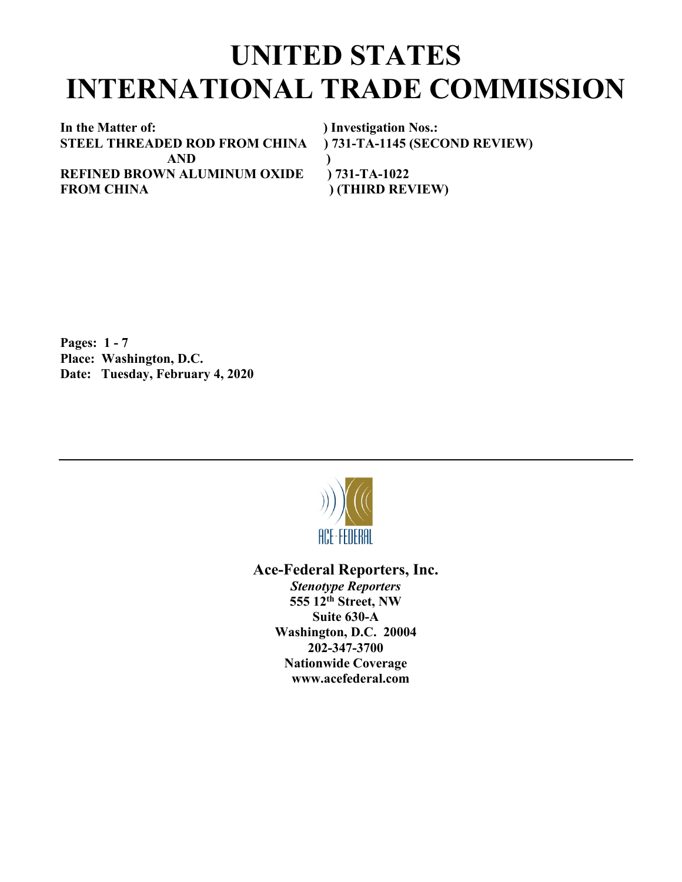# UNITED STATES INTERNATIONAL TRADE COMMISSION

| In the Matter of: | ) Investigation Nos.: |
|---|---|
| **STEEL THREADED ROD FROM CHINA** | **) 731-TA-1145 (SECOND REVIEW)** |
| **AND** | **)** |
| **REFINED BROWN ALUMINUM OXIDE** | **) 731-TA-1022** |
| **FROM CHINA** | **) (THIRD REVIEW)** |

**Pages: 1 - 7**
**Place: Washington, D.C.**
**Date: Tuesday, February 4, 2020**

---

ACE·FEDERAL

**Ace-Federal Reporters, Inc.**
***Stenotype Reporters***
**555 12th Street, NW**
**Suite 630-A**
**Washington, D.C. 20004**
**202-347-3700**
**Nationwide Coverage**
**www.acefederal.com**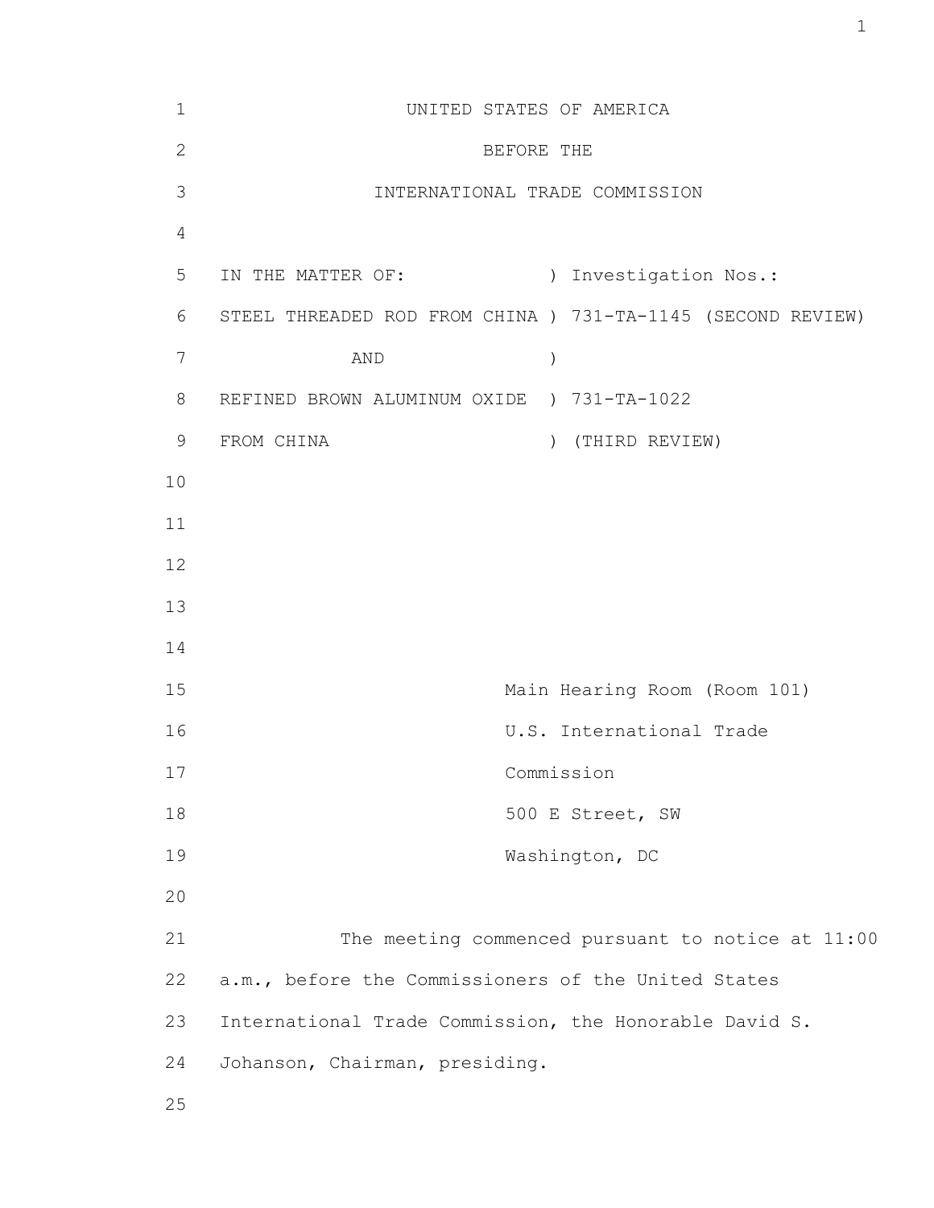UNITED STATES OF AMERICA

BEFORE THE

INTERNATIONAL TRADE COMMISSION

| | |
|---|---|
| IN THE MATTER OF: | ) Investigation Nos.: |
| STEEL THREADED ROD FROM CHINA | ) 731-TA-1145 (SECOND REVIEW) |
| AND | ) |
| REFINED BROWN ALUMINUM OXIDE | ) 731-TA-1022 |
| FROM CHINA | ) (THIRD REVIEW) |

Main Hearing Room (Room 101)
U.S. International Trade
Commission
500 E Street, SW
Washington, DC

The meeting commenced pursuant to notice at 11:00 a.m., before the Commissioners of the United States International Trade Commission, the Honorable David S. Johanson, Chairman, presiding.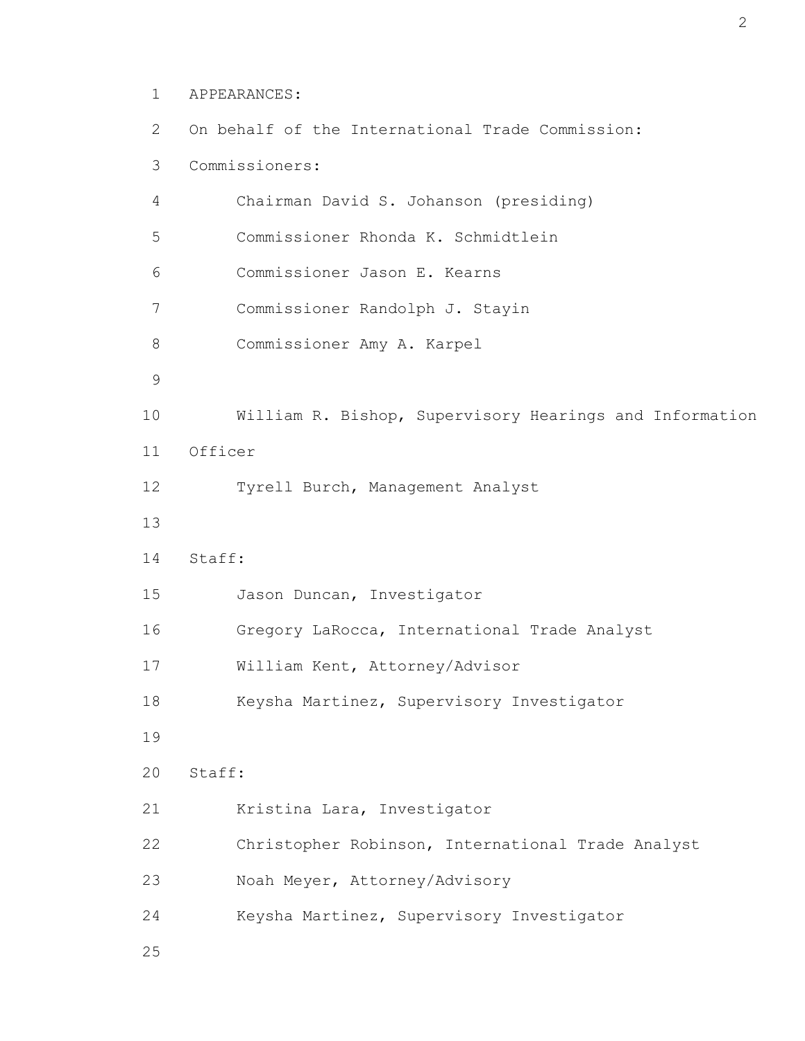APPEARANCES:

On behalf of the International Trade Commission:

Commissioners:

Chairman David S. Johanson (presiding)

Commissioner Rhonda K. Schmidtlein

Commissioner Jason E. Kearns

Commissioner Randolph J. Stayin

Commissioner Amy A. Karpel

William R. Bishop, Supervisory Hearings and Information Officer

Tyrell Burch, Management Analyst

Staff:

Jason Duncan, Investigator

Gregory LaRocca, International Trade Analyst

William Kent, Attorney/Advisor

Keysha Martinez, Supervisory Investigator

Staff:

Kristina Lara, Investigator

Christopher Robinson, International Trade Analyst

Noah Meyer, Attorney/Advisory

Keysha Martinez, Supervisory Investigator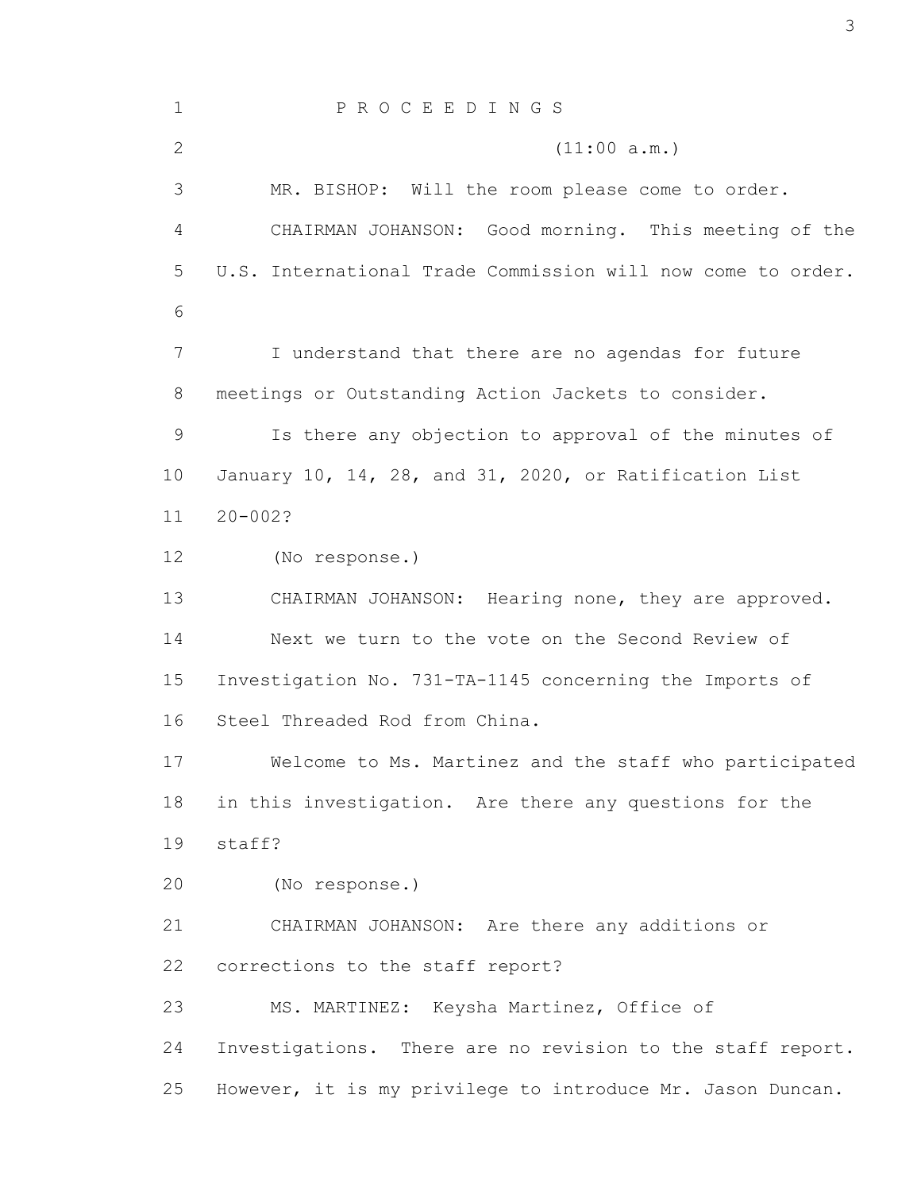P R O C E E D I N G S

(11:00 a.m.)

MR. BISHOP: Will the room please come to order.

CHAIRMAN JOHANSON: Good morning. This meeting of the U.S. International Trade Commission will now come to order.

I understand that there are no agendas for future meetings or Outstanding Action Jackets to consider.

Is there any objection to approval of the minutes of January 10, 14, 28, and 31, 2020, or Ratification List 20-002?

(No response.)

CHAIRMAN JOHANSON: Hearing none, they are approved.

Next we turn to the vote on the Second Review of Investigation No. 731-TA-1145 concerning the Imports of Steel Threaded Rod from China.

Welcome to Ms. Martinez and the staff who participated in this investigation. Are there any questions for the staff?

(No response.)

CHAIRMAN JOHANSON: Are there any additions or corrections to the staff report?

MS. MARTINEZ: Keysha Martinez, Office of Investigations. There are no revision to the staff report. However, it is my privilege to introduce Mr. Jason Duncan.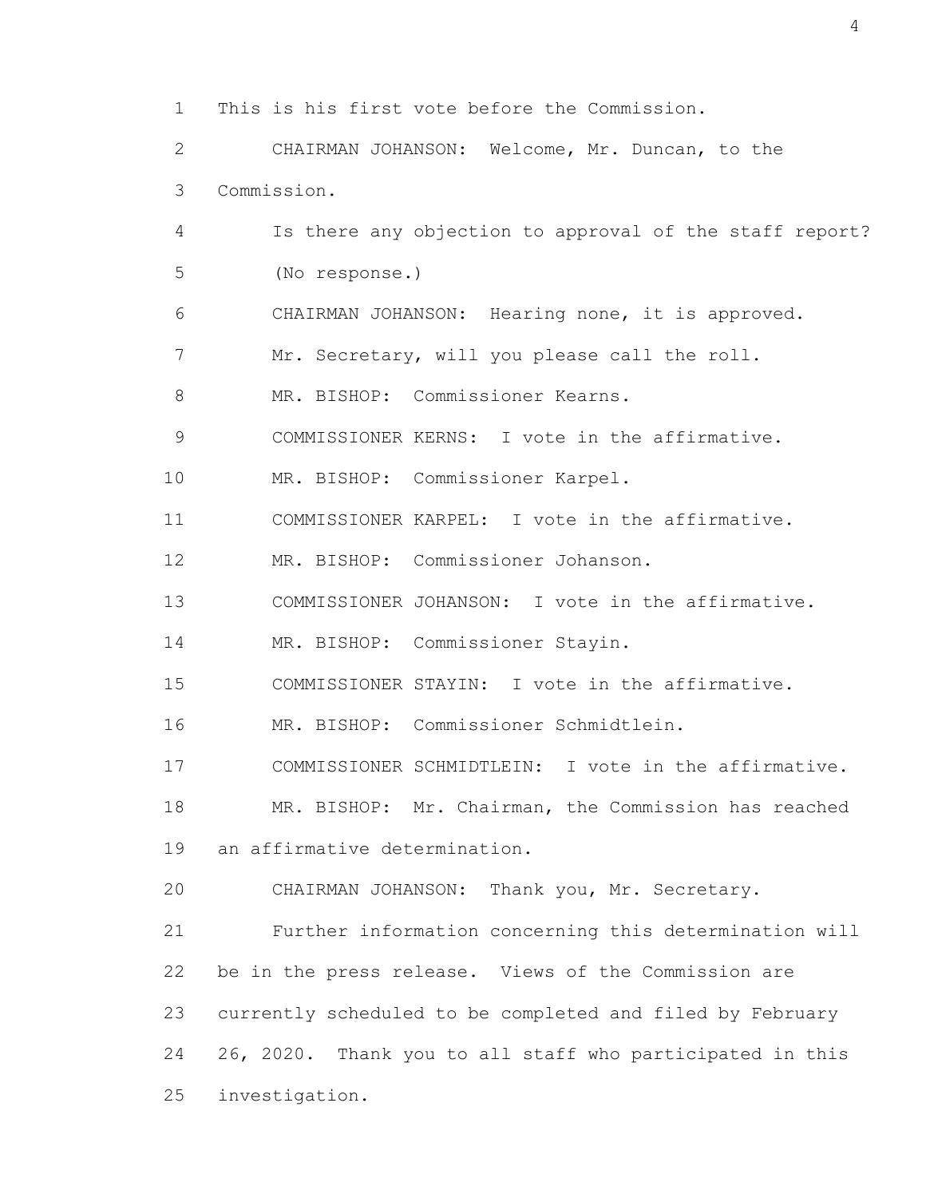This is his first vote before the Commission.

CHAIRMAN JOHANSON: Welcome, Mr. Duncan, to the Commission.

Is there any objection to approval of the staff report?

(No response.)

CHAIRMAN JOHANSON: Hearing none, it is approved.

Mr. Secretary, will you please call the roll.

MR. BISHOP: Commissioner Kearns.

COMMISSIONER KERNS: I vote in the affirmative.

MR. BISHOP: Commissioner Karpel.

COMMISSIONER KARPEL: I vote in the affirmative.

MR. BISHOP: Commissioner Johanson.

COMMISSIONER JOHANSON: I vote in the affirmative.

MR. BISHOP: Commissioner Stayin.

COMMISSIONER STAYIN: I vote in the affirmative.

MR. BISHOP: Commissioner Schmidtlein.

COMMISSIONER SCHMIDTLEIN: I vote in the affirmative.

MR. BISHOP: Mr. Chairman, the Commission has reached an affirmative determination.

CHAIRMAN JOHANSON: Thank you, Mr. Secretary.

Further information concerning this determination will be in the press release. Views of the Commission are currently scheduled to be completed and filed by February 26, 2020. Thank you to all staff who participated in this investigation.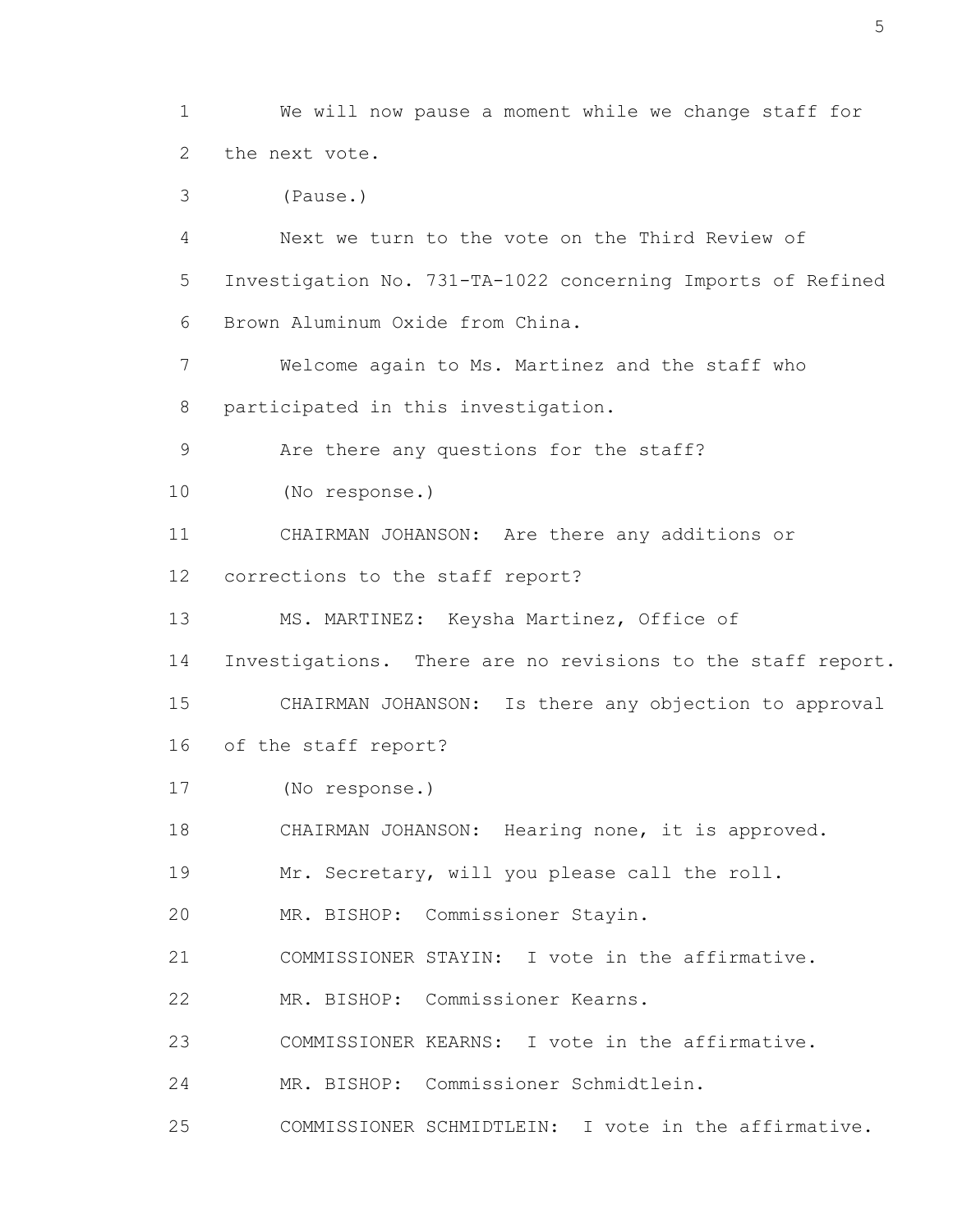We will now pause a moment while we change staff for the next vote.

(Pause.)

Next we turn to the vote on the Third Review of Investigation No. 731-TA-1022 concerning Imports of Refined Brown Aluminum Oxide from China.

Welcome again to Ms. Martinez and the staff who participated in this investigation.

Are there any questions for the staff?

(No response.)

CHAIRMAN JOHANSON: Are there any additions or corrections to the staff report?

MS. MARTINEZ: Keysha Martinez, Office of Investigations. There are no revisions to the staff report.

CHAIRMAN JOHANSON: Is there any objection to approval of the staff report?

(No response.)

CHAIRMAN JOHANSON: Hearing none, it is approved.

Mr. Secretary, will you please call the roll.

MR. BISHOP: Commissioner Stayin.

COMMISSIONER STAYIN: I vote in the affirmative.

MR. BISHOP: Commissioner Kearns.

COMMISSIONER KEARNS: I vote in the affirmative.

MR. BISHOP: Commissioner Schmidtlein.

COMMISSIONER SCHMIDTLEIN: I vote in the affirmative.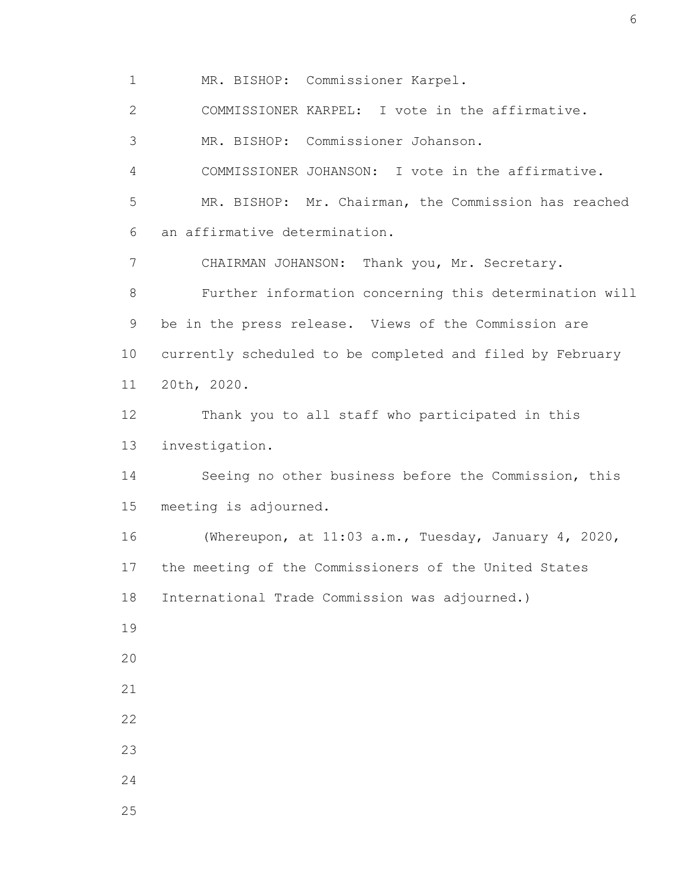MR. BISHOP: Commissioner Karpel.

COMMISSIONER KARPEL: I vote in the affirmative.

MR. BISHOP: Commissioner Johanson.

COMMISSIONER JOHANSON: I vote in the affirmative.

MR. BISHOP: Mr. Chairman, the Commission has reached an affirmative determination.

CHAIRMAN JOHANSON: Thank you, Mr. Secretary.

Further information concerning this determination will be in the press release. Views of the Commission are currently scheduled to be completed and filed by February 20th, 2020.

Thank you to all staff who participated in this investigation.

Seeing no other business before the Commission, this meeting is adjourned.

(Whereupon, at 11:03 a.m., Tuesday, January 4, 2020, the meeting of the Commissioners of the United States International Trade Commission was adjourned.)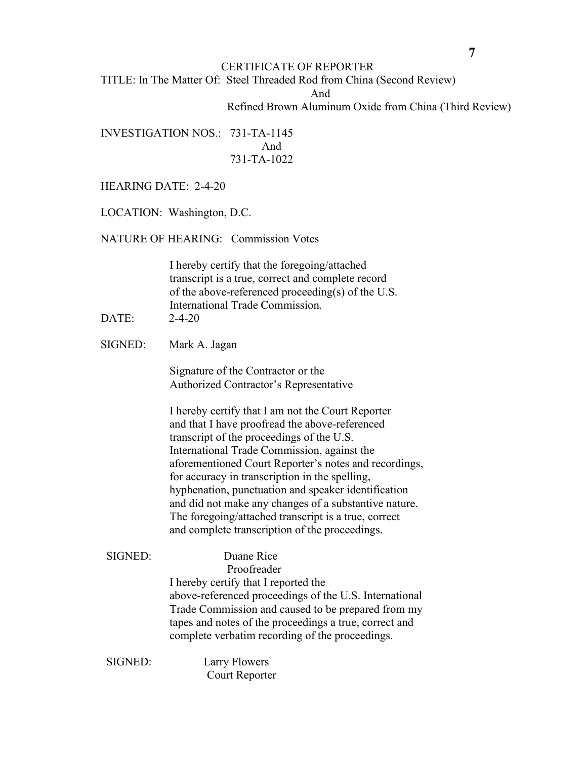# CERTIFICATE OF REPORTER

TITLE: In The Matter Of: Steel Threaded Rod from China (Second Review)

And

Refined Brown Aluminum Oxide from China (Third Review)

INVESTIGATION NOS.: 731-TA-1145

And

731-TA-1022

HEARING DATE: 2-4-20

LOCATION: Washington, D.C.

NATURE OF HEARING: Commission Votes

I hereby certify that the foregoing/attached transcript is a true, correct and complete record of the above-referenced proceeding(s) of the U.S. International Trade Commission.

DATE: 2-4-20

SIGNED: Mark A. Jagan

Signature of the Contractor or the Authorized Contractor's Representative

I hereby certify that I am not the Court Reporter and that I have proofread the above-referenced transcript of the proceedings of the U.S. International Trade Commission, against the aforementioned Court Reporter's notes and recordings, for accuracy in transcription in the spelling, hyphenation, punctuation and speaker identification and did not make any changes of a substantive nature. The foregoing/attached transcript is a true, correct and complete transcription of the proceedings.

SIGNED: Duane Rice

Proofreader

I hereby certify that I reported the above-referenced proceedings of the U.S. International Trade Commission and caused to be prepared from my tapes and notes of the proceedings a true, correct and complete verbatim recording of the proceedings.

SIGNED: Larry Flowers

Court Reporter